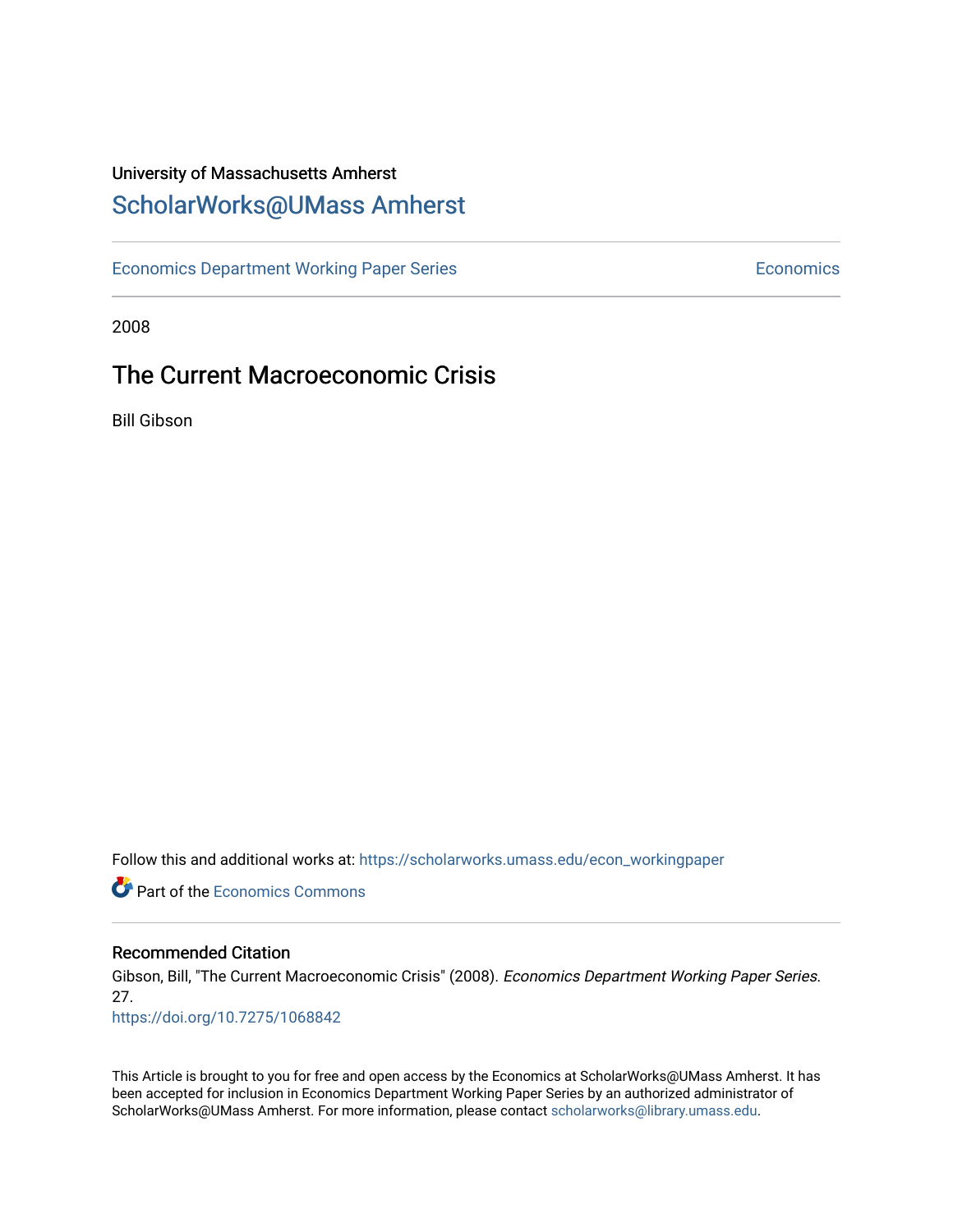University of Massachusetts Amherst

# ScholarWorks@UMass Amherst

Economics Department Working Paper Series | Economics

2008

## The Current Macroeconomic Crisis

Bill Gibson

Follow this and additional works at: https://scholarworks.umass.edu/econ_workingpaper

Part of the Economics Commons

### Recommended Citation

Gibson, Bill, "The Current Macroeconomic Crisis" (2008). *Economics Department Working Paper Series*. 27.

https://doi.org/10.7275/1068842

This Article is brought to you for free and open access by the Economics at ScholarWorks@UMass Amherst. It has been accepted for inclusion in Economics Department Working Paper Series by an authorized administrator of ScholarWorks@UMass Amherst. For more information, please contact scholarworks@library.umass.edu.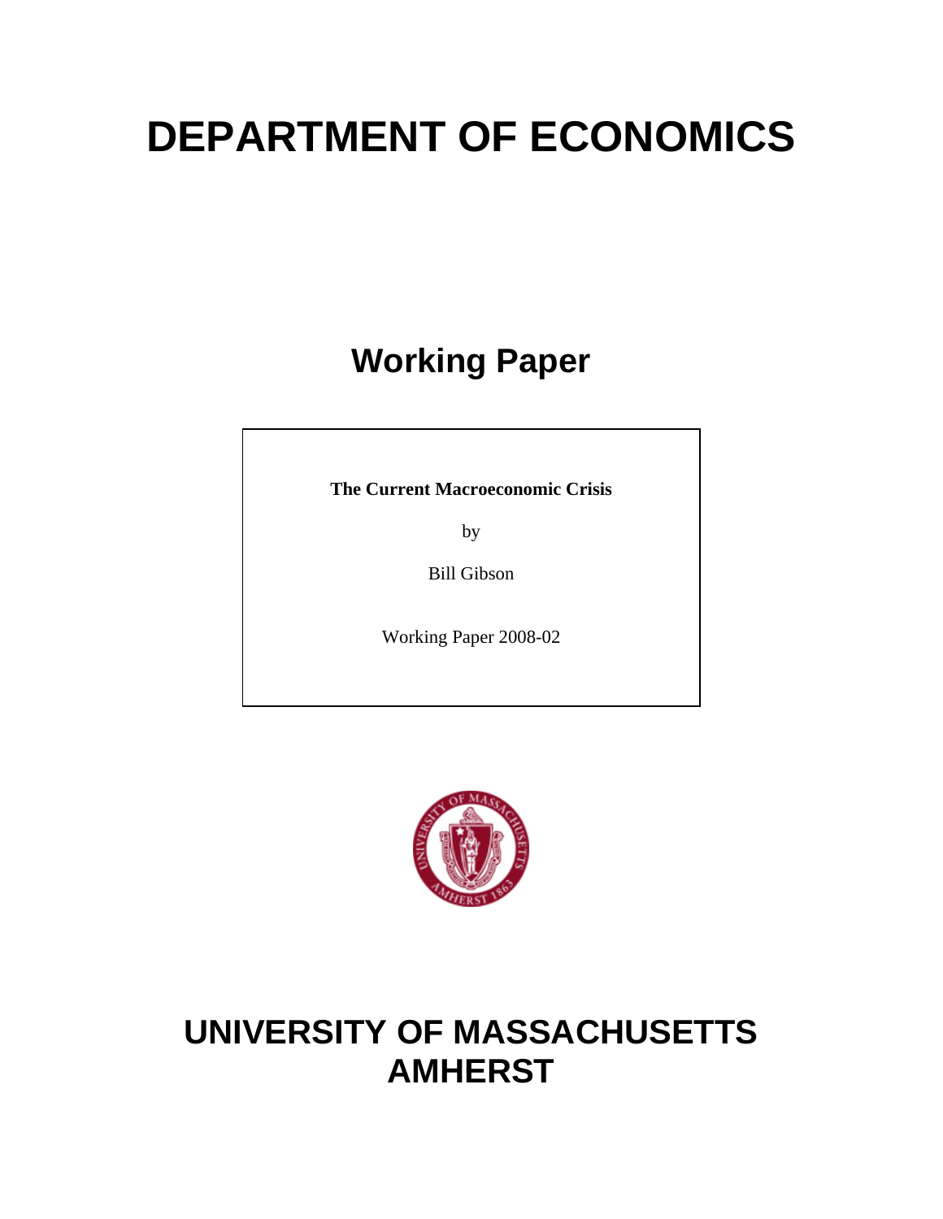# DEPARTMENT OF ECONOMICS

## Working Paper

**The Current Macroeconomic Crisis**

by

Bill Gibson

Working Paper 2008-02

# UNIVERSITY OF MASSACHUSETTS AMHERST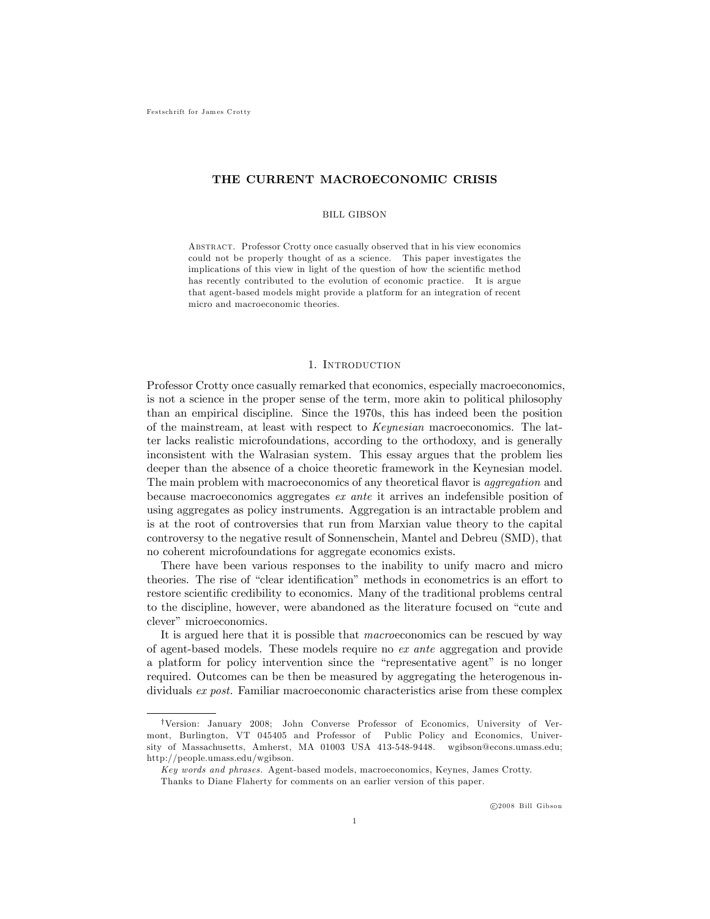Festschrift for James Crotty

# THE CURRENT MACROECONOMIC CRISIS

BILL GIBSON

Abstract. Professor Crotty once casually observed that in his view economics could not be properly thought of as a science. This paper investigates the implications of this view in light of the question of how the scientific method has recently contributed to the evolution of economic practice. It is argue that agent-based models might provide a platform for an integration of recent micro and macroeconomic theories.

## 1. Introduction

Professor Crotty once casually remarked that economics, especially macroeconomics, is not a science in the proper sense of the term, more akin to political philosophy than an empirical discipline. Since the 1970s, this has indeed been the position of the mainstream, at least with respect to *Keynesian* macroeconomics. The latter lacks realistic microfoundations, according to the orthodoxy, and is generally inconsistent with the Walrasian system. This essay argues that the problem lies deeper than the absence of a choice theoretic framework in the Keynesian model. The main problem with macroeconomics of any theoretical flavor is *aggregation* and because macroeconomics aggregates *ex ante* it arrives an indefensible position of using aggregates as policy instruments. Aggregation is an intractable problem and is at the root of controversies that run from Marxian value theory to the capital controversy to the negative result of Sonnenschein, Mantel and Debreu (SMD), that no coherent microfoundations for aggregate economics exists.

There have been various responses to the inability to unify macro and micro theories. The rise of "clear identification" methods in econometrics is an effort to restore scientific credibility to economics. Many of the traditional problems central to the discipline, however, were abandoned as the literature focused on "cute and clever" microeconomics.

It is argued here that it is possible that *macro*economics can be rescued by way of agent-based models. These models require no *ex ante* aggregation and provide a platform for policy intervention since the "representative agent" is no longer required. Outcomes can be then be measured by aggregating the heterogenous individuals *ex post*. Familiar macroeconomic characteristics arise from these complex

---

†Version: January 2008; John Converse Professor of Economics, University of Vermont, Burlington, VT 045405 and Professor of Public Policy and Economics, University of Massachusetts, Amherst, MA 01003 USA 413-548-9448. wgibson@econs.umass.edu; http://people.umass.edu/wgibson.

*Key words and phrases.* Agent-based models, macroeconomics, Keynes, James Crotty.

Thanks to Diane Flaherty for comments on an earlier version of this paper.

©2008 Bill Gibson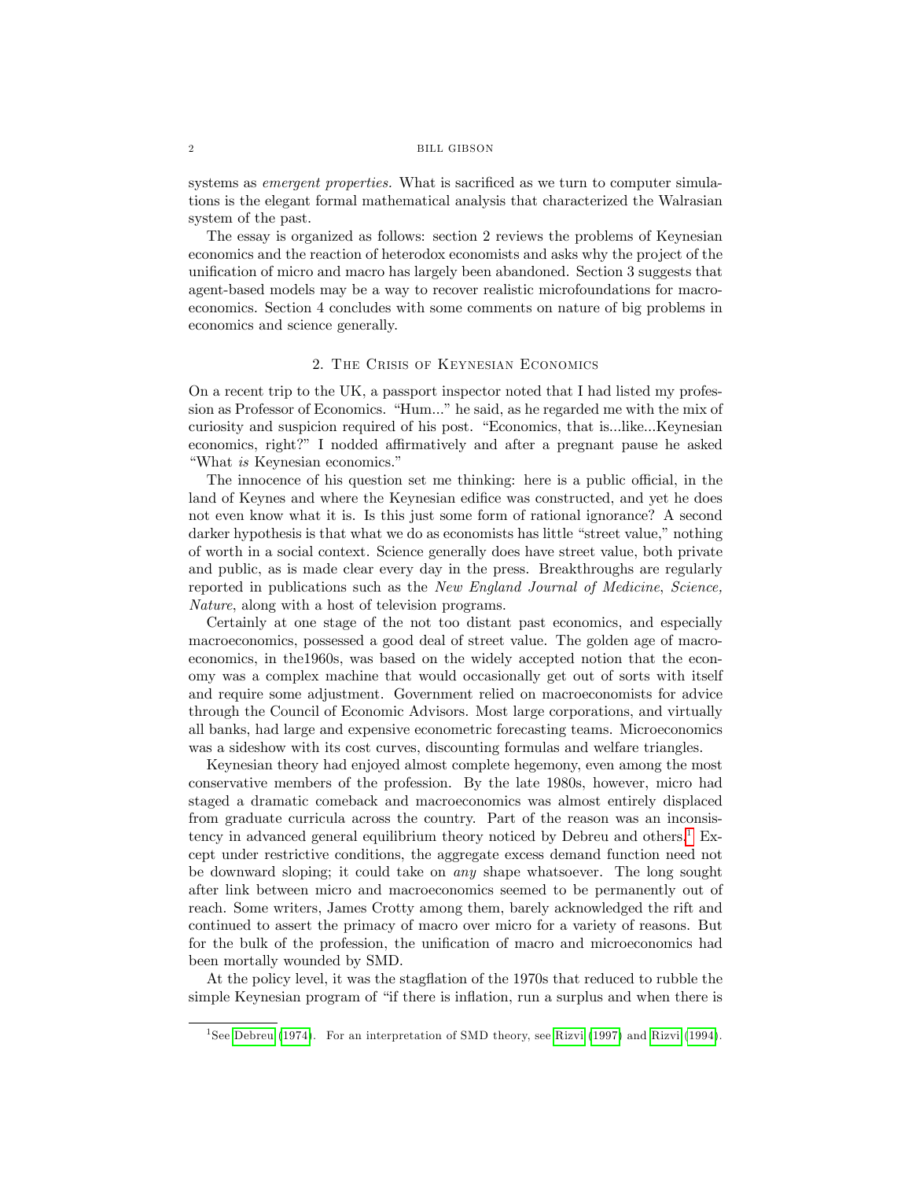systems as *emergent properties.* What is sacrificed as we turn to computer simulations is the elegant formal mathematical analysis that characterized the Walrasian system of the past.

The essay is organized as follows: section 2 reviews the problems of Keynesian economics and the reaction of heterodox economists and asks why the project of the unification of micro and macro has largely been abandoned. Section 3 suggests that agent-based models may be a way to recover realistic microfoundations for macroeconomics. Section 4 concludes with some comments on nature of big problems in economics and science generally.

## 2. The Crisis of Keynesian Economics

On a recent trip to the UK, a passport inspector noted that I had listed my profession as Professor of Economics. "Hum..." he said, as he regarded me with the mix of curiosity and suspicion required of his post. "Economics, that is...like...Keynesian economics, right?" I nodded affirmatively and after a pregnant pause he asked "What *is* Keynesian economics."

The innocence of his question set me thinking: here is a public official, in the land of Keynes and where the Keynesian edifice was constructed, and yet he does not even know what it is. Is this just some form of rational ignorance? A second darker hypothesis is that what we do as economists has little "street value," nothing of worth in a social context. Science generally does have street value, both private and public, as is made clear every day in the press. Breakthroughs are regularly reported in publications such as the *New England Journal of Medicine*, *Science, Nature*, along with a host of television programs.

Certainly at one stage of the not too distant past economics, and especially macroeconomics, possessed a good deal of street value. The golden age of macroeconomics, in the1960s, was based on the widely accepted notion that the economy was a complex machine that would occasionally get out of sorts with itself and require some adjustment. Government relied on macroeconomists for advice through the Council of Economic Advisors. Most large corporations, and virtually all banks, had large and expensive econometric forecasting teams. Microeconomics was a sideshow with its cost curves, discounting formulas and welfare triangles.

Keynesian theory had enjoyed almost complete hegemony, even among the most conservative members of the profession. By the late 1980s, however, micro had staged a dramatic comeback and macroeconomics was almost entirely displaced from graduate curricula across the country. Part of the reason was an inconsistency in advanced general equilibrium theory noticed by Debreu and others.[1] Except under restrictive conditions, the aggregate excess demand function need not be downward sloping; it could take on *any* shape whatsoever. The long sought after link between micro and macroeconomics seemed to be permanently out of reach. Some writers, James Crotty among them, barely acknowledged the rift and continued to assert the primacy of macro over micro for a variety of reasons. But for the bulk of the profession, the unification of macro and microeconomics had been mortally wounded by SMD.

At the policy level, it was the stagflation of the 1970s that reduced to rubble the simple Keynesian program of "if there is inflation, run a surplus and when there is

[1] See Debreu (1974). For an interpretation of SMD theory, see Rizvi (1997) and Rizvi (1994).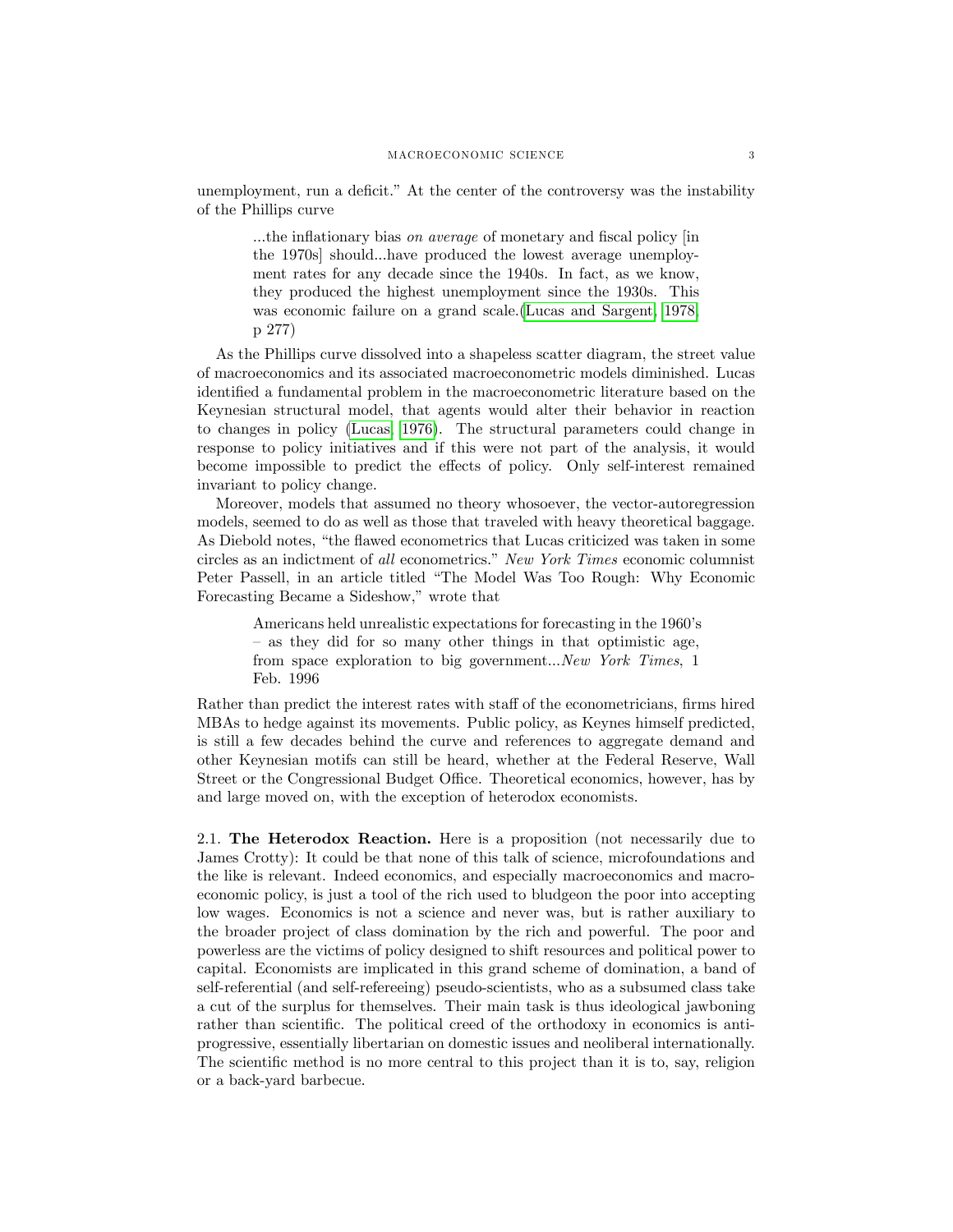unemployment, run a deficit." At the center of the controversy was the instability of the Phillips curve

> ...the inflationary bias *on average* of monetary and fiscal policy [in the 1970s] should...have produced the lowest average unemployment rates for any decade since the 1940s. In fact, as we know, they produced the highest unemployment since the 1930s. This was economic failure on a grand scale.(Lucas and Sargent, 1978, p 277)

As the Phillips curve dissolved into a shapeless scatter diagram, the street value of macroeconomics and its associated macroeconometric models diminished. Lucas identified a fundamental problem in the macroeconometric literature based on the Keynesian structural model, that agents would alter their behavior in reaction to changes in policy (Lucas, 1976). The structural parameters could change in response to policy initiatives and if this were not part of the analysis, it would become impossible to predict the effects of policy. Only self-interest remained invariant to policy change.

Moreover, models that assumed no theory whosoever, the vector-autoregression models, seemed to do as well as those that traveled with heavy theoretical baggage. As Diebold notes, "the flawed econometrics that Lucas criticized was taken in some circles as an indictment of *all* econometrics." *New York Times* economic columnist Peter Passell, in an article titled "The Model Was Too Rough: Why Economic Forecasting Became a Sideshow," wrote that

> Americans held unrealistic expectations for forecasting in the 1960's – as they did for so many other things in that optimistic age, from space exploration to big government...*New York Times*, 1 Feb. 1996

Rather than predict the interest rates with staff of the econometricians, firms hired MBAs to hedge against its movements. Public policy, as Keynes himself predicted, is still a few decades behind the curve and references to aggregate demand and other Keynesian motifs can still be heard, whether at the Federal Reserve, Wall Street or the Congressional Budget Office. Theoretical economics, however, has by and large moved on, with the exception of heterodox economists.

### 2.1. The Heterodox Reaction.

Here is a proposition (not necessarily due to James Crotty): It could be that none of this talk of science, microfoundations and the like is relevant. Indeed economics, and especially macroeconomics and macroeconomic policy, is just a tool of the rich used to bludgeon the poor into accepting low wages. Economics is not a science and never was, but is rather auxiliary to the broader project of class domination by the rich and powerful. The poor and powerless are the victims of policy designed to shift resources and political power to capital. Economists are implicated in this grand scheme of domination, a band of self-referential (and self-refereeing) pseudo-scientists, who as a subsumed class take a cut of the surplus for themselves. Their main task is thus ideological jawboning rather than scientific. The political creed of the orthodoxy in economics is anti-progressive, essentially libertarian on domestic issues and neoliberal internationally. The scientific method is no more central to this project than it is to, say, religion or a back-yard barbecue.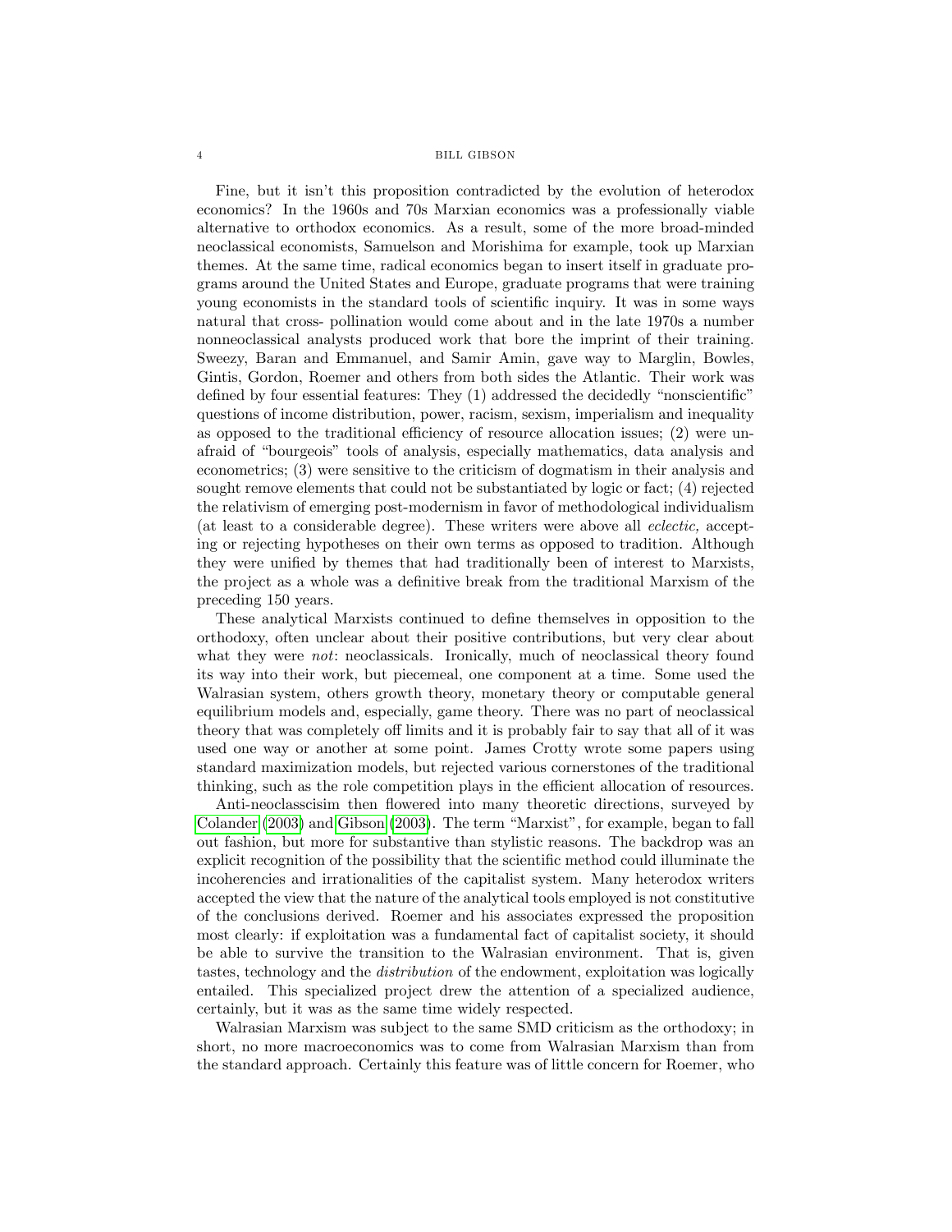Fine, but it isn't this proposition contradicted by the evolution of heterodox economics? In the 1960s and 70s Marxian economics was a professionally viable alternative to orthodox economics. As a result, some of the more broad-minded neoclassical economists, Samuelson and Morishima for example, took up Marxian themes. At the same time, radical economics began to insert itself in graduate programs around the United States and Europe, graduate programs that were training young economists in the standard tools of scientific inquiry. It was in some ways natural that cross- pollination would come about and in the late 1970s a number nonneoclassical analysts produced work that bore the imprint of their training. Sweezy, Baran and Emmanuel, and Samir Amin, gave way to Marglin, Bowles, Gintis, Gordon, Roemer and others from both sides the Atlantic. Their work was defined by four essential features: They (1) addressed the decidedly "nonscientific" questions of income distribution, power, racism, sexism, imperialism and inequality as opposed to the traditional efficiency of resource allocation issues; (2) were unafraid of "bourgeois" tools of analysis, especially mathematics, data analysis and econometrics; (3) were sensitive to the criticism of dogmatism in their analysis and sought remove elements that could not be substantiated by logic or fact; (4) rejected the relativism of emerging post-modernism in favor of methodological individualism (at least to a considerable degree). These writers were above all *eclectic,* accepting or rejecting hypotheses on their own terms as opposed to tradition. Although they were unified by themes that had traditionally been of interest to Marxists, the project as a whole was a definitive break from the traditional Marxism of the preceding 150 years.

These analytical Marxists continued to define themselves in opposition to the orthodoxy, often unclear about their positive contributions, but very clear about what they were *not*: neoclassicals. Ironically, much of neoclassical theory found its way into their work, but piecemeal, one component at a time. Some used the Walrasian system, others growth theory, monetary theory or computable general equilibrium models and, especially, game theory. There was no part of neoclassical theory that was completely off limits and it is probably fair to say that all of it was used one way or another at some point. James Crotty wrote some papers using standard maximization models, but rejected various cornerstones of the traditional thinking, such as the role competition plays in the efficient allocation of resources.

Anti-neoclasscisim then flowered into many theoretic directions, surveyed by Colander (2003) and Gibson (2003). The term "Marxist", for example, began to fall out fashion, but more for substantive than stylistic reasons. The backdrop was an explicit recognition of the possibility that the scientific method could illuminate the incoherencies and irrationalities of the capitalist system. Many heterodox writers accepted the view that the nature of the analytical tools employed is not constitutive of the conclusions derived. Roemer and his associates expressed the proposition most clearly: if exploitation was a fundamental fact of capitalist society, it should be able to survive the transition to the Walrasian environment. That is, given tastes, technology and the *distribution* of the endowment, exploitation was logically entailed. This specialized project drew the attention of a specialized audience, certainly, but it was as the same time widely respected.

Walrasian Marxism was subject to the same SMD criticism as the orthodoxy; in short, no more macroeconomics was to come from Walrasian Marxism than from the standard approach. Certainly this feature was of little concern for Roemer, who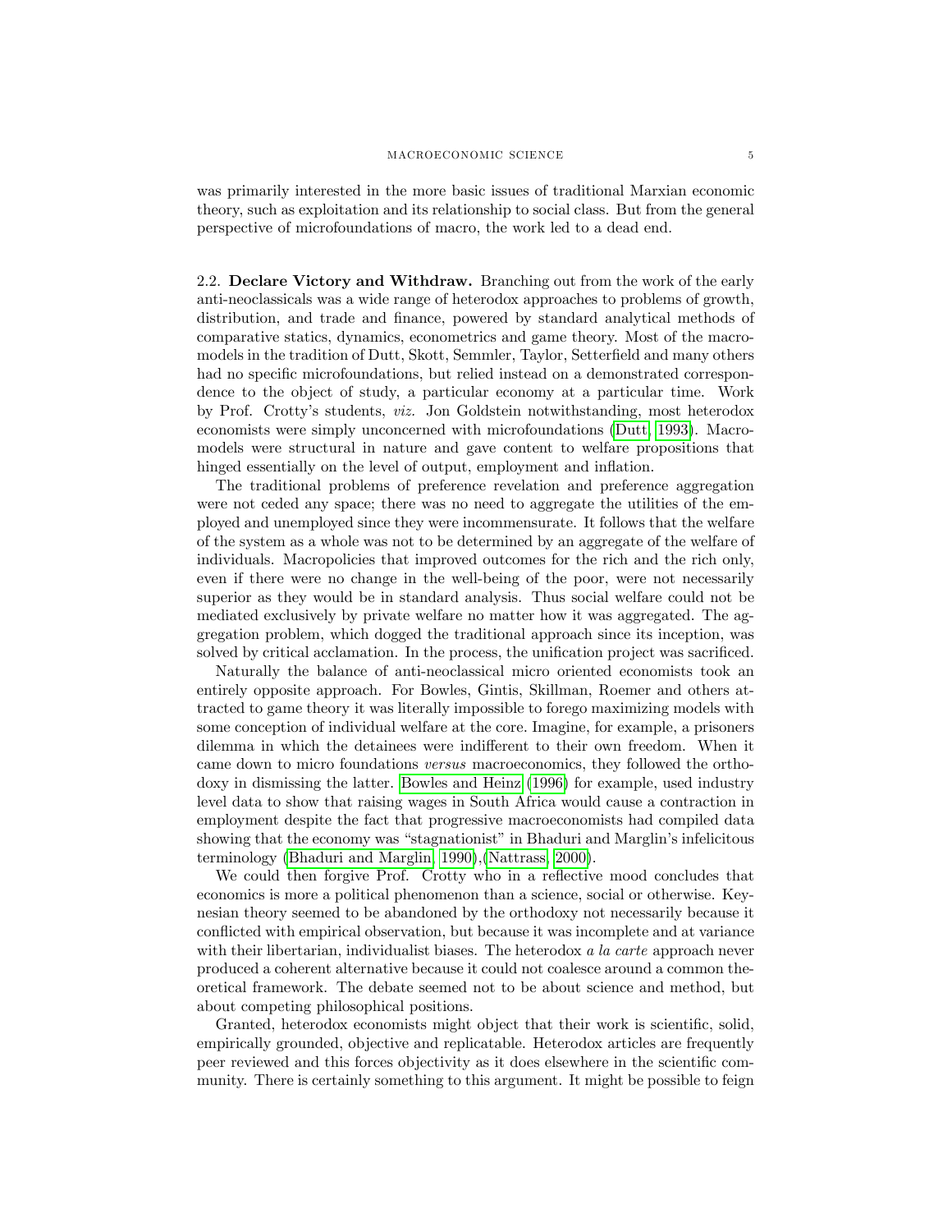was primarily interested in the more basic issues of traditional Marxian economic theory, such as exploitation and its relationship to social class. But from the general perspective of microfoundations of macro, the work led to a dead end.

### 2.2. Declare Victory and Withdraw.

Branching out from the work of the early anti-neoclassicals was a wide range of heterodox approaches to problems of growth, distribution, and trade and finance, powered by standard analytical methods of comparative statics, dynamics, econometrics and game theory. Most of the macromodels in the tradition of Dutt, Skott, Semmler, Taylor, Setterfield and many others had no specific microfoundations, but relied instead on a demonstrated correspondence to the object of study, a particular economy at a particular time. Work by Prof. Crotty's students, *viz.* Jon Goldstein notwithstanding, most heterodox economists were simply unconcerned with microfoundations (Dutt, 1993). Macromodels were structural in nature and gave content to welfare propositions that hinged essentially on the level of output, employment and inflation.

The traditional problems of preference revelation and preference aggregation were not ceded any space; there was no need to aggregate the utilities of the employed and unemployed since they were incommensurate. It follows that the welfare of the system as a whole was not to be determined by an aggregate of the welfare of individuals. Macropolicies that improved outcomes for the rich and the rich only, even if there were no change in the well-being of the poor, were not necessarily superior as they would be in standard analysis. Thus social welfare could not be mediated exclusively by private welfare no matter how it was aggregated. The aggregation problem, which dogged the traditional approach since its inception, was solved by critical acclamation. In the process, the unification project was sacrificed.

Naturally the balance of anti-neoclassical micro oriented economists took an entirely opposite approach. For Bowles, Gintis, Skillman, Roemer and others attracted to game theory it was literally impossible to forego maximizing models with some conception of individual welfare at the core. Imagine, for example, a prisoners dilemma in which the detainees were indifferent to their own freedom. When it came down to micro foundations *versus* macroeconomics, they followed the orthodoxy in dismissing the latter. Bowles and Heinz (1996) for example, used industry level data to show that raising wages in South Africa would cause a contraction in employment despite the fact that progressive macroeconomists had compiled data showing that the economy was "stagnationist" in Bhaduri and Marglin's infelicitous terminology (Bhaduri and Marglin, 1990),(Nattrass, 2000).

We could then forgive Prof. Crotty who in a reflective mood concludes that economics is more a political phenomenon than a science, social or otherwise. Keynesian theory seemed to be abandoned by the orthodoxy not necessarily because it conflicted with empirical observation, but because it was incomplete and at variance with their libertarian, individualist biases. The heterodox *a la carte* approach never produced a coherent alternative because it could not coalesce around a common theoretical framework. The debate seemed not to be about science and method, but about competing philosophical positions.

Granted, heterodox economists might object that their work is scientific, solid, empirically grounded, objective and replicatable. Heterodox articles are frequently peer reviewed and this forces objectivity as it does elsewhere in the scientific community. There is certainly something to this argument. It might be possible to feign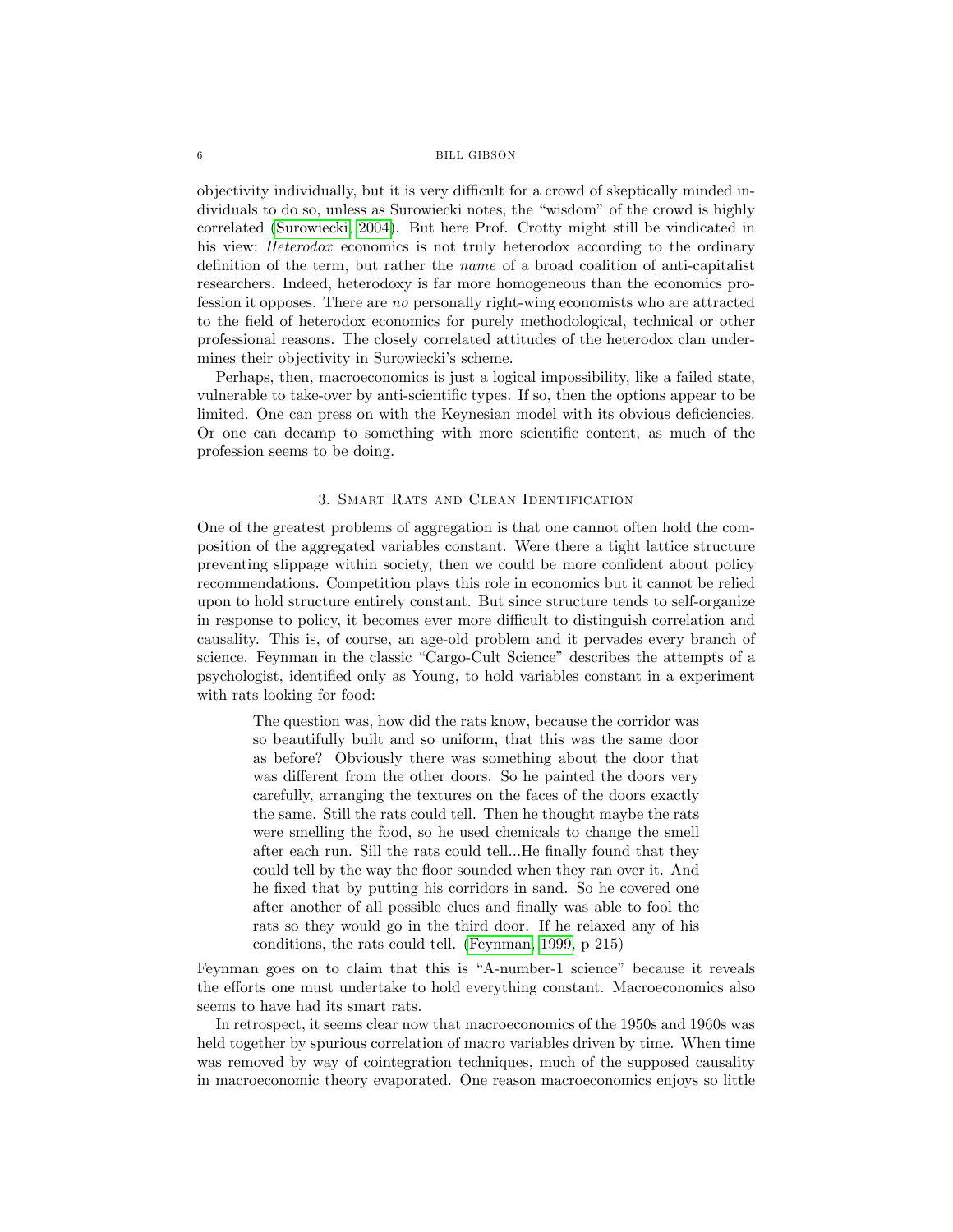objectivity individually, but it is very difficult for a crowd of skeptically minded individuals to do so, unless as Surowiecki notes, the "wisdom" of the crowd is highly correlated (Surowiecki, 2004). But here Prof. Crotty might still be vindicated in his view: *Heterodox* economics is not truly heterodox according to the ordinary definition of the term, but rather the *name* of a broad coalition of anti-capitalist researchers. Indeed, heterodoxy is far more homogeneous than the economics profession it opposes. There are *no* personally right-wing economists who are attracted to the field of heterodox economics for purely methodological, technical or other professional reasons. The closely correlated attitudes of the heterodox clan undermines their objectivity in Surowiecki's scheme.

Perhaps, then, macroeconomics is just a logical impossibility, like a failed state, vulnerable to take-over by anti-scientific types. If so, then the options appear to be limited. One can press on with the Keynesian model with its obvious deficiencies. Or one can decamp to something with more scientific content, as much of the profession seems to be doing.

## 3. Smart Rats and Clean Identification

One of the greatest problems of aggregation is that one cannot often hold the composition of the aggregated variables constant. Were there a tight lattice structure preventing slippage within society, then we could be more confident about policy recommendations. Competition plays this role in economics but it cannot be relied upon to hold structure entirely constant. But since structure tends to self-organize in response to policy, it becomes ever more difficult to distinguish correlation and causality. This is, of course, an age-old problem and it pervades every branch of science. Feynman in the classic "Cargo-Cult Science" describes the attempts of a psychologist, identified only as Young, to hold variables constant in a experiment with rats looking for food:

> The question was, how did the rats know, because the corridor was so beautifully built and so uniform, that this was the same door as before? Obviously there was something about the door that was different from the other doors. So he painted the doors very carefully, arranging the textures on the faces of the doors exactly the same. Still the rats could tell. Then he thought maybe the rats were smelling the food, so he used chemicals to change the smell after each run. Sill the rats could tell...He finally found that they could tell by the way the floor sounded when they ran over it. And he fixed that by putting his corridors in sand. So he covered one after another of all possible clues and finally was able to fool the rats so they would go in the third door. If he relaxed any of his conditions, the rats could tell. (Feynman, 1999, p 215)

Feynman goes on to claim that this is "A-number-1 science" because it reveals the efforts one must undertake to hold everything constant. Macroeconomics also seems to have had its smart rats.

In retrospect, it seems clear now that macroeconomics of the 1950s and 1960s was held together by spurious correlation of macro variables driven by time. When time was removed by way of cointegration techniques, much of the supposed causality in macroeconomic theory evaporated. One reason macroeconomics enjoys so little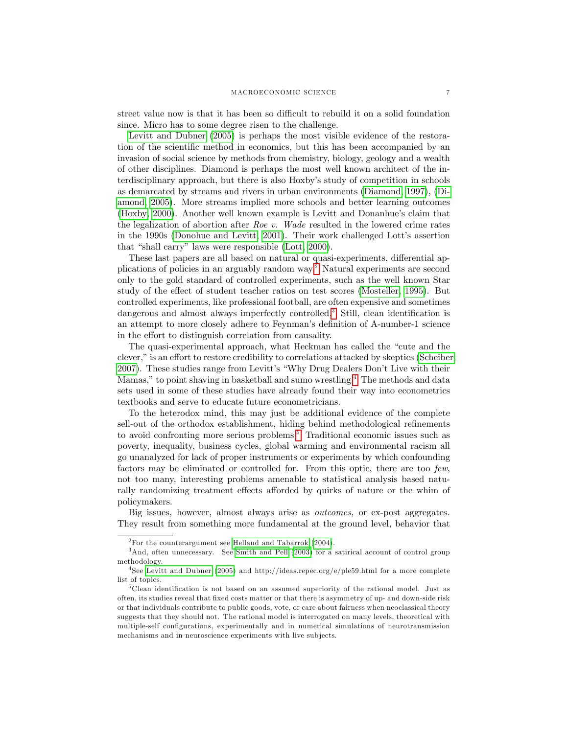street value now is that it has been so difficult to rebuild it on a solid foundation since. Micro has to some degree risen to the challenge.

Levitt and Dubner (2005) is perhaps the most visible evidence of the restoration of the scientific method in economics, but this has been accompanied by an invasion of social science by methods from chemistry, biology, geology and a wealth of other disciplines. Diamond is perhaps the most well known architect of the interdisciplinary approach, but there is also Hoxby's study of competition in schools as demarcated by streams and rivers in urban environments (Diamond, 1997), (Diamond, 2005). More streams implied more schools and better learning outcomes (Hoxby, 2000). Another well known example is Levitt and Donanhue's claim that the legalization of abortion after *Roe v. Wade* resulted in the lowered crime rates in the 1990s (Donohue and Levitt, 2001). Their work challenged Lott's assertion that "shall carry" laws were responsible (Lott, 2000).

These last papers are all based on natural or quasi-experiments, differential applications of policies in an arguably random way.[2] Natural experiments are second only to the gold standard of controlled experiments, such as the well known Star study of the effect of student teacher ratios on test scores (Mosteller, 1995). But controlled experiments, like professional football, are often expensive and sometimes dangerous and almost always imperfectly controlled.[3] Still, clean identification is an attempt to more closely adhere to Feynman's definition of A-number-1 science in the effort to distinguish correlation from causality.

The quasi-experimental approach, what Heckman has called the "cute and the clever," is an effort to restore credibility to correlations attacked by skeptics (Scheiber, 2007). These studies range from Levitt's "Why Drug Dealers Don't Live with their Mamas," to point shaving in basketball and sumo wrestling.[4] The methods and data sets used in some of these studies have already found their way into econometrics textbooks and serve to educate future econometricians.

To the heterodox mind, this may just be additional evidence of the complete sell-out of the orthodox establishment, hiding behind methodological refinements to avoid confronting more serious problems.[5] Traditional economic issues such as poverty, inequality, business cycles, global warming and environmental racism all go unanalyzed for lack of proper instruments or experiments by which confounding factors may be eliminated or controlled for. From this optic, there are too *few*, not too many, interesting problems amenable to statistical analysis based naturally randomizing treatment effects afforded by quirks of nature or the whim of policymakers.

Big issues, however, almost always arise as *outcomes,* or ex-post aggregates. They result from something more fundamental at the ground level, behavior that

---

[2] For the counterargument see Helland and Tabarrok (2004).

[3] And, often unnecessary. See Smith and Pell (2003) for a satirical account of control group methodology.

[4] See Levitt and Dubner (2005) and http://ideas.repec.org/e/ple59.html for a more complete list of topics.

[5] Clean identification is not based on an assumed superiority of the rational model. Just as often, its studies reveal that fixed costs matter or that there is asymmetry of up- and down-side risk or that individuals contribute to public goods, vote, or care about fairness when neoclassical theory suggests that they should not. The rational model is interrogated on many levels, theoretical with multiple-self configurations, experimentally and in numerical simulations of neurotransmission mechanisms and in neuroscience experiments with live subjects.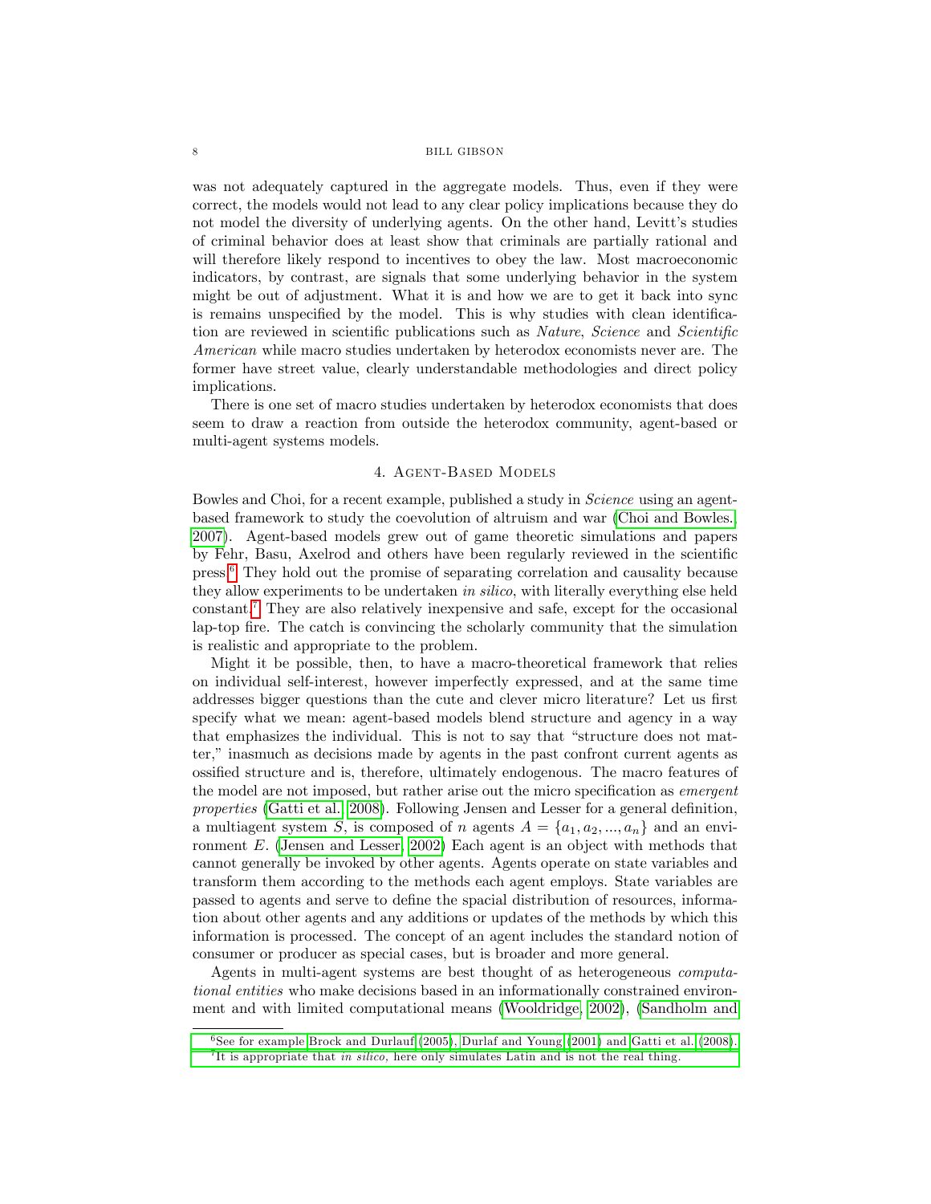was not adequately captured in the aggregate models. Thus, even if they were correct, the models would not lead to any clear policy implications because they do not model the diversity of underlying agents. On the other hand, Levitt's studies of criminal behavior does at least show that criminals are partially rational and will therefore likely respond to incentives to obey the law. Most macroeconomic indicators, by contrast, are signals that some underlying behavior in the system might be out of adjustment. What it is and how we are to get it back into sync is remains unspecified by the model. This is why studies with clean identification are reviewed in scientific publications such as *Nature*, *Science* and *Scientific American* while macro studies undertaken by heterodox economists never are. The former have street value, clearly understandable methodologies and direct policy implications.

There is one set of macro studies undertaken by heterodox economists that does seem to draw a reaction from outside the heterodox community, agent-based or multi-agent systems models.

## 4. Agent-Based Models

Bowles and Choi, for a recent example, published a study in *Science* using an agent-based framework to study the coevolution of altruism and war (Choi and Bowles, 2007). Agent-based models grew out of game theoretic simulations and papers by Fehr, Basu, Axelrod and others have been regularly reviewed in the scientific press.[6] They hold out the promise of separating correlation and causality because they allow experiments to be undertaken *in silico*, with literally everything else held constant.[7] They are also relatively inexpensive and safe, except for the occasional lap-top fire. The catch is convincing the scholarly community that the simulation is realistic and appropriate to the problem.

Might it be possible, then, to have a macro-theoretical framework that relies on individual self-interest, however imperfectly expressed, and at the same time addresses bigger questions than the cute and clever micro literature? Let us first specify what we mean: agent-based models blend structure and agency in a way that emphasizes the individual. This is not to say that "structure does not matter," inasmuch as decisions made by agents in the past confront current agents as ossified structure and is, therefore, ultimately endogenous. The macro features of the model are not imposed, but rather arise out the micro specification as *emergent properties* (Gatti et al., 2008). Following Jensen and Lesser for a general definition, a multiagent system $S$, is composed of $n$ agents $A = \{a_1, a_2, ..., a_n\}$ and an environment $E$. (Jensen and Lesser, 2002) Each agent is an object with methods that cannot generally be invoked by other agents. Agents operate on state variables and transform them according to the methods each agent employs. State variables are passed to agents and serve to define the spacial distribution of resources, information about other agents and any additions or updates of the methods by which this information is processed. The concept of an agent includes the standard notion of consumer or producer as special cases, but is broader and more general.

Agents in multi-agent systems are best thought of as heterogeneous *computational entities* who make decisions based in an informationally constrained environment and with limited computational means (Wooldridge, 2002), (Sandholm and

---

[6] See for example Brock and Durlauf (2005), Durlaf and Young (2001) and Gatti et al. (2008).

[7] It is appropriate that *in silico*, here only simulates Latin and is not the real thing.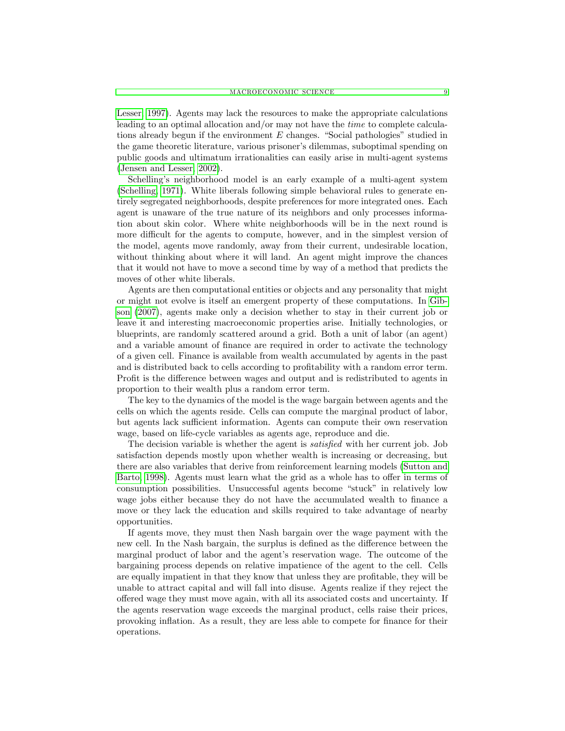Lesser, 1997). Agents may lack the resources to make the appropriate calculations leading to an optimal allocation and/or may not have the *time* to complete calculations already begun if the environment $E$ changes. "Social pathologies" studied in the game theoretic literature, various prisoner's dilemmas, suboptimal spending on public goods and ultimatum irrationalities can easily arise in multi-agent systems (Jensen and Lesser, 2002).

Schelling's neighborhood model is an early example of a multi-agent system (Schelling, 1971). White liberals following simple behavioral rules to generate entirely segregated neighborhoods, despite preferences for more integrated ones. Each agent is unaware of the true nature of its neighbors and only processes information about skin color. Where white neighborhoods will be in the next round is more difficult for the agents to compute, however, and in the simplest version of the model, agents move randomly, away from their current, undesirable location, without thinking about where it will land. An agent might improve the chances that it would not have to move a second time by way of a method that predicts the moves of other white liberals.

Agents are then computational entities or objects and any personality that might or might not evolve is itself an emergent property of these computations. In Gibson (2007), agents make only a decision whether to stay in their current job or leave it and interesting macroeconomic properties arise. Initially technologies, or blueprints, are randomly scattered around a grid. Both a unit of labor (an agent) and a variable amount of finance are required in order to activate the technology of a given cell. Finance is available from wealth accumulated by agents in the past and is distributed back to cells according to profitability with a random error term. Profit is the difference between wages and output and is redistributed to agents in proportion to their wealth plus a random error term.

The key to the dynamics of the model is the wage bargain between agents and the cells on which the agents reside. Cells can compute the marginal product of labor, but agents lack sufficient information. Agents can compute their own reservation wage, based on life-cycle variables as agents age, reproduce and die.

The decision variable is whether the agent is *satisfied* with her current job. Job satisfaction depends mostly upon whether wealth is increasing or decreasing, but there are also variables that derive from reinforcement learning models (Sutton and Barto, 1998). Agents must learn what the grid as a whole has to offer in terms of consumption possibilities. Unsuccessful agents become "stuck" in relatively low wage jobs either because they do not have the accumulated wealth to finance a move or they lack the education and skills required to take advantage of nearby opportunities.

If agents move, they must then Nash bargain over the wage payment with the new cell. In the Nash bargain, the surplus is defined as the difference between the marginal product of labor and the agent's reservation wage. The outcome of the bargaining process depends on relative impatience of the agent to the cell. Cells are equally impatient in that they know that unless they are profitable, they will be unable to attract capital and will fall into disuse. Agents realize if they reject the offered wage they must move again, with all its associated costs and uncertainty. If the agents reservation wage exceeds the marginal product, cells raise their prices, provoking inflation. As a result, they are less able to compete for finance for their operations.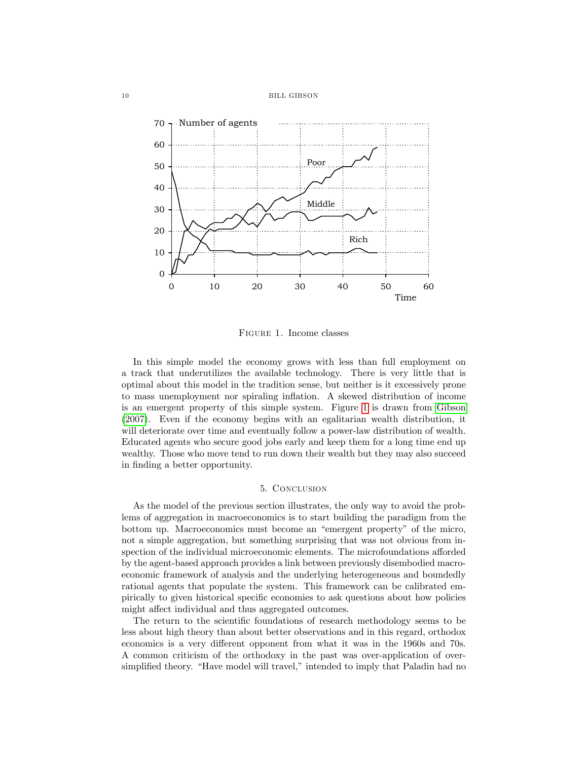70 Number of agents
60
50
40
30
20
10
0
0 10 20 30 40 50 60
Time
Poor
Middle
Rich

Figure 1. Income classes

In this simple model the economy grows with less than full employment on a track that underutilizes the available technology. There is very little that is optimal about this model in the tradition sense, but neither is it excessively prone to mass unemployment nor spiraling inflation. A skewed distribution of income is an emergent property of this simple system. Figure 1 is drawn from Gibson (2007). Even if the economy begins with an egalitarian wealth distribution, it will deteriorate over time and eventually follow a power-law distribution of wealth. Educated agents who secure good jobs early and keep them for a long time end up wealthy. Those who move tend to run down their wealth but they may also succeed in finding a better opportunity.

## 5. Conclusion

As the model of the previous section illustrates, the only way to avoid the problems of aggregation in macroeconomics is to start building the paradigm from the bottom up. Macroeconomics must become an "emergent property" of the micro, not a simple aggregation, but something surprising that was not obvious from inspection of the individual microeconomic elements. The microfoundations afforded by the agent-based approach provides a link between previously disembodied macroeconomic framework of analysis and the underlying heterogeneous and boundedly rational agents that populate the system. This framework can be calibrated empirically to given historical specific economies to ask questions about how policies might affect individual and thus aggregated outcomes.

The return to the scientific foundations of research methodology seems to be less about high theory than about better observations and in this regard, orthodox economics is a very different opponent from what it was in the 1960s and 70s. A common criticism of the orthodoxy in the past was over-application of over-simplified theory. "Have model will travel," intended to imply that Paladin had no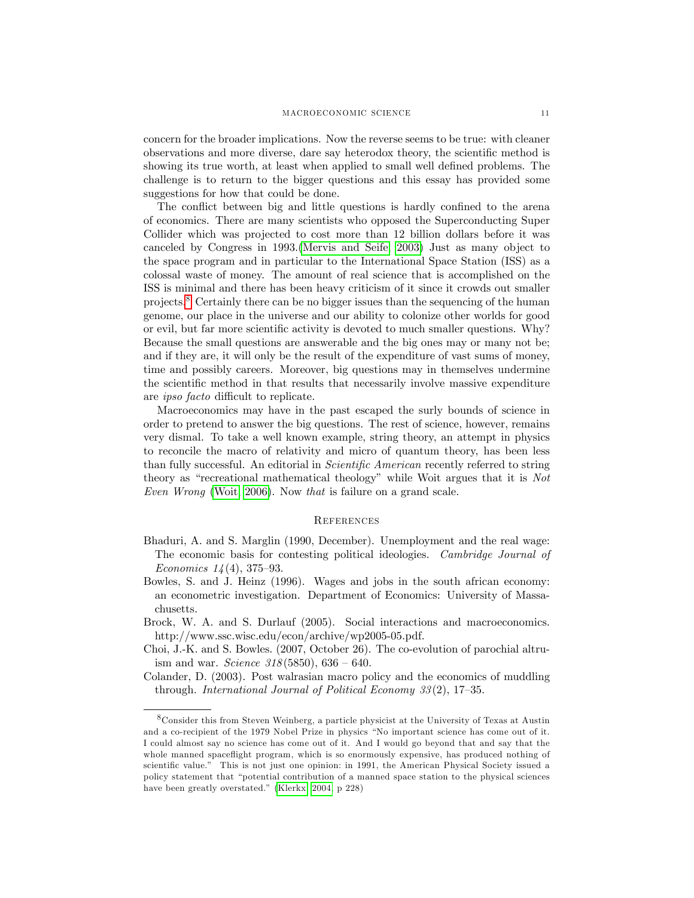concern for the broader implications. Now the reverse seems to be true: with cleaner observations and more diverse, dare say heterodox theory, the scientific method is showing its true worth, at least when applied to small well defined problems. The challenge is to return to the bigger questions and this essay has provided some suggestions for how that could be done.

The conflict between big and little questions is hardly confined to the arena of economics. There are many scientists who opposed the Superconducting Super Collider which was projected to cost more than 12 billion dollars before it was canceled by Congress in 1993.(Mervis and Seife 2003) Just as many object to the space program and in particular to the International Space Station (ISS) as a colossal waste of money. The amount of real science that is accomplished on the ISS is minimal and there has been heavy criticism of it since it crowds out smaller projects.[8] Certainly there can be no bigger issues than the sequencing of the human genome, our place in the universe and our ability to colonize other worlds for good or evil, but far more scientific activity is devoted to much smaller questions. Why? Because the small questions are answerable and the big ones may or many not be; and if they are, it will only be the result of the expenditure of vast sums of money, time and possibly careers. Moreover, big questions may in themselves undermine the scientific method in that results that necessarily involve massive expenditure are *ipso facto* difficult to replicate.

Macroeconomics may have in the past escaped the surly bounds of science in order to pretend to answer the big questions. The rest of science, however, remains very dismal. To take a well known example, string theory, an attempt in physics to reconcile the macro of relativity and micro of quantum theory, has been less than fully successful. An editorial in *Scientific American* recently referred to string theory as "recreational mathematical theology" while Woit argues that it is *Not Even Wrong* (Woit 2006). Now *that* is failure on a grand scale.

## References

Bhaduri, A. and S. Marglin (1990, December). Unemployment and the real wage: The economic basis for contesting political ideologies. *Cambridge Journal of Economics 14*(4), 375–93.

Bowles, S. and J. Heinz (1996). Wages and jobs in the south african economy: an econometric investigation. Department of Economics: University of Massachusetts.

Brock, W. A. and S. Durlauf (2005). Social interactions and macroeconomics. http://www.ssc.wisc.edu/econ/archive/wp2005-05.pdf.

Choi, J.-K. and S. Bowles. (2007, October 26). The co-evolution of parochial altruism and war. *Science 318*(5850), 636 – 640.

Colander, D. (2003). Post walrasian macro policy and the economics of muddling through. *International Journal of Political Economy 33*(2), 17–35.

---

[8] Consider this from Steven Weinberg, a particle physicist at the University of Texas at Austin and a co-recipient of the 1979 Nobel Prize in physics "No important science has come out of it. I could almost say no science has come out of it. And I would go beyond that and say that the whole manned spaceflight program, which is so enormously expensive, has produced nothing of scientific value." This is not just one opinion: in 1991, the American Physical Society issued a policy statement that "potential contribution of a manned space station to the physical sciences have been greatly overstated." (Klerkx 2004, p 228)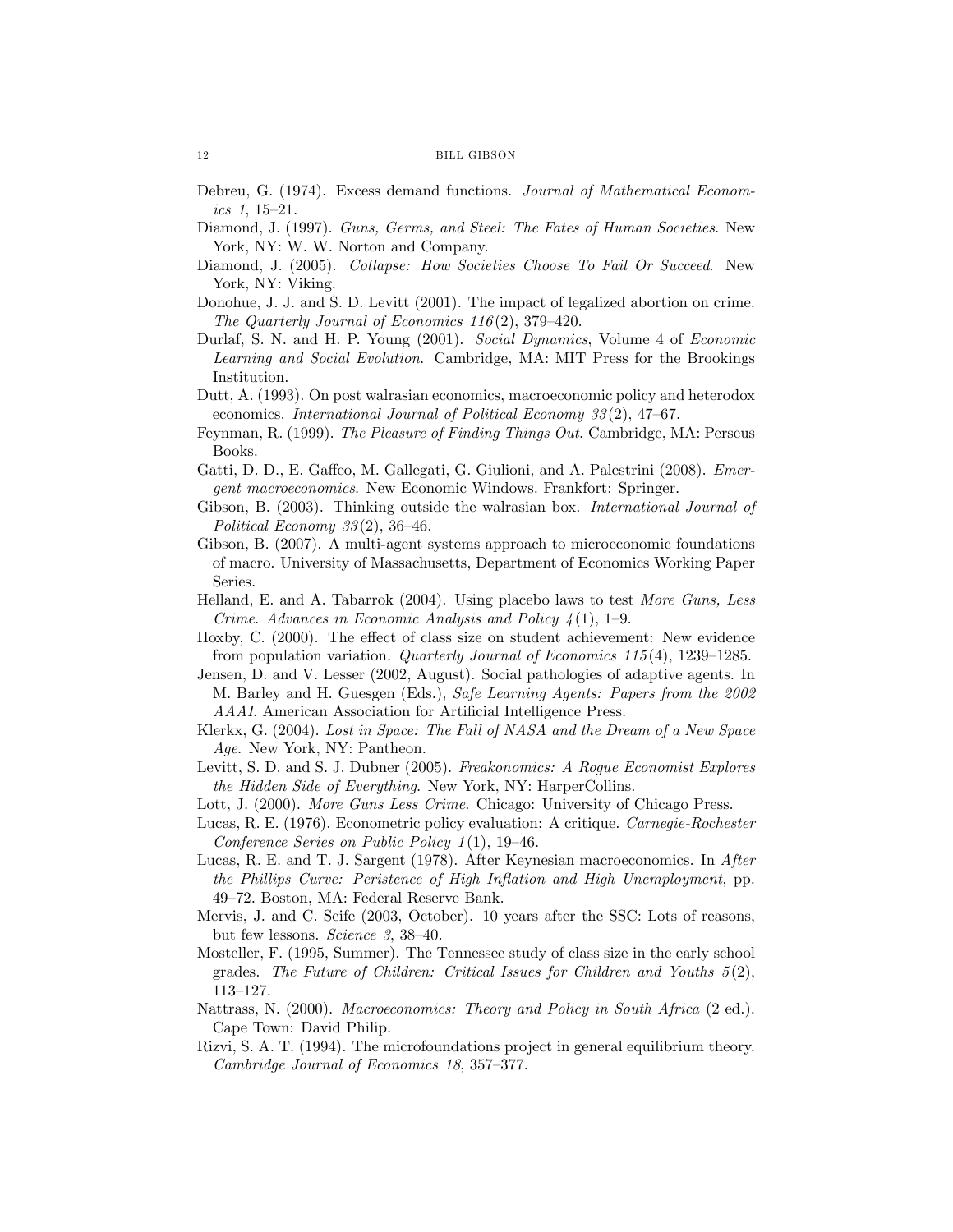Debreu, G. (1974). Excess demand functions. *Journal of Mathematical Economics 1*, 15–21.

Diamond, J. (1997). *Guns, Germs, and Steel: The Fates of Human Societies*. New York, NY: W. W. Norton and Company.

Diamond, J. (2005). *Collapse: How Societies Choose To Fail Or Succeed*. New York, NY: Viking.

Donohue, J. J. and S. D. Levitt (2001). The impact of legalized abortion on crime. *The Quarterly Journal of Economics 116*(2), 379–420.

Durlaf, S. N. and H. P. Young (2001). *Social Dynamics*, Volume 4 of *Economic Learning and Social Evolution*. Cambridge, MA: MIT Press for the Brookings Institution.

Dutt, A. (1993). On post walrasian economics, macroeconomic policy and heterodox economics. *International Journal of Political Economy 33*(2), 47–67.

Feynman, R. (1999). *The Pleasure of Finding Things Out*. Cambridge, MA: Perseus Books.

Gatti, D. D., E. Gaffeo, M. Gallegati, G. Giulioni, and A. Palestrini (2008). *Emergent macroeconomics*. New Economic Windows. Frankfort: Springer.

Gibson, B. (2003). Thinking outside the walrasian box. *International Journal of Political Economy 33*(2), 36–46.

Gibson, B. (2007). A multi-agent systems approach to microeconomic foundations of macro. University of Massachusetts, Department of Economics Working Paper Series.

Helland, E. and A. Tabarrok (2004). Using placebo laws to test *More Guns, Less Crime*. *Advances in Economic Analysis and Policy 4*(1), 1–9.

Hoxby, C. (2000). The effect of class size on student achievement: New evidence from population variation. *Quarterly Journal of Economics 115*(4), 1239–1285.

Jensen, D. and V. Lesser (2002, August). Social pathologies of adaptive agents. In M. Barley and H. Guesgen (Eds.), *Safe Learning Agents: Papers from the 2002 AAAI*. American Association for Artificial Intelligence Press.

Klerkx, G. (2004). *Lost in Space: The Fall of NASA and the Dream of a New Space Age*. New York, NY: Pantheon.

Levitt, S. D. and S. J. Dubner (2005). *Freakonomics: A Rogue Economist Explores the Hidden Side of Everything*. New York, NY: HarperCollins.

Lott, J. (2000). *More Guns Less Crime*. Chicago: University of Chicago Press.

Lucas, R. E. (1976). Econometric policy evaluation: A critique. *Carnegie-Rochester Conference Series on Public Policy 1*(1), 19–46.

Lucas, R. E. and T. J. Sargent (1978). After Keynesian macroeconomics. In *After the Phillips Curve: Peristence of High Inflation and High Unemployment*, pp. 49–72. Boston, MA: Federal Reserve Bank.

Mervis, J. and C. Seife (2003, October). 10 years after the SSC: Lots of reasons, but few lessons. *Science 3*, 38–40.

Mosteller, F. (1995, Summer). The Tennessee study of class size in the early school grades. *The Future of Children: Critical Issues for Children and Youths 5*(2), 113–127.

Nattrass, N. (2000). *Macroeconomics: Theory and Policy in South Africa* (2 ed.). Cape Town: David Philip.

Rizvi, S. A. T. (1994). The microfoundations project in general equilibrium theory. *Cambridge Journal of Economics 18*, 357–377.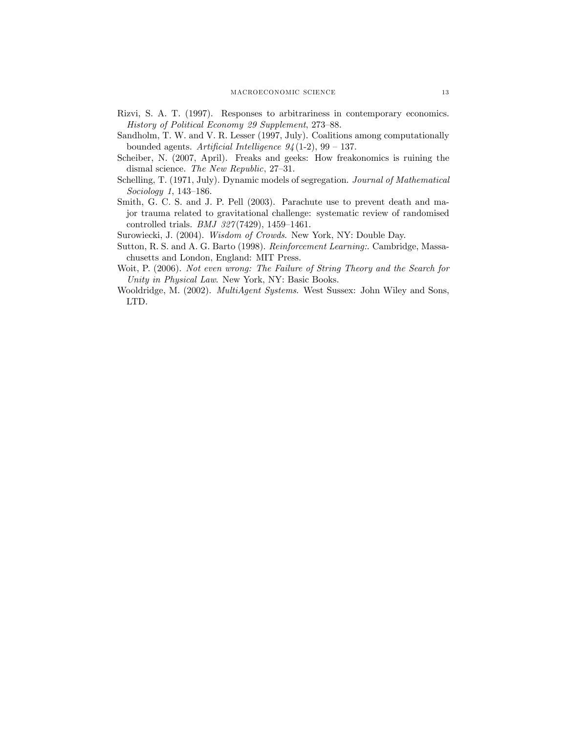Rizvi, S. A. T. (1997). Responses to arbitrariness in contemporary economics. *History of Political Economy 29 Supplement*, 273–88.

Sandholm, T. W. and V. R. Lesser (1997, July). Coalitions among computationally bounded agents. *Artificial Intelligence 94*(1-2), 99 – 137.

Scheiber, N. (2007, April). Freaks and geeks: How freakonomics is ruining the dismal science. *The New Republic*, 27–31.

Schelling, T. (1971, July). Dynamic models of segregation. *Journal of Mathematical Sociology 1*, 143–186.

Smith, G. C. S. and J. P. Pell (2003). Parachute use to prevent death and major trauma related to gravitational challenge: systematic review of randomised controlled trials. *BMJ 327*(7429), 1459–1461.

Surowiecki, J. (2004). *Wisdom of Crowds*. New York, NY: Double Day.

Sutton, R. S. and A. G. Barto (1998). *Reinforcement Learning:*. Cambridge, Massachusetts and London, England: MIT Press.

Woit, P. (2006). *Not even wrong: The Failure of String Theory and the Search for Unity in Physical Law*. New York, NY: Basic Books.

Wooldridge, M. (2002). *MultiAgent Systems*. West Sussex: John Wiley and Sons, LTD.